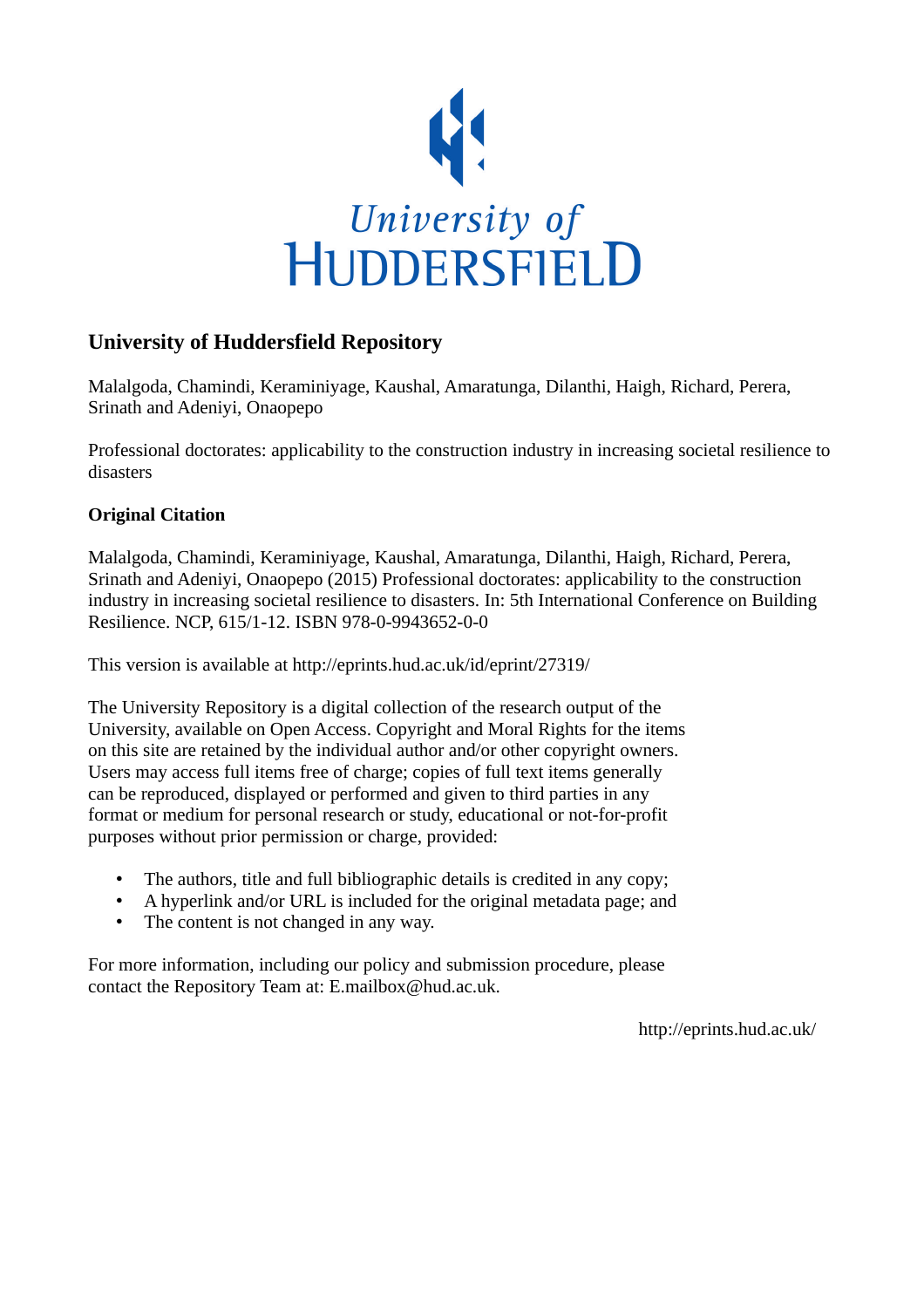University of HUDDERSFIELD

## University of Huddersfield Repository

Malalgoda, Chamindi, Keraminiyage, Kaushal, Amaratunga, Dilanthi, Haigh, Richard, Perera, Srinath and Adeniyi, Onaopepo

Professional doctorates: applicability to the construction industry in increasing societal resilience to disasters

### Original Citation

Malalgoda, Chamindi, Keraminiyage, Kaushal, Amaratunga, Dilanthi, Haigh, Richard, Perera, Srinath and Adeniyi, Onaopepo (2015) Professional doctorates: applicability to the construction industry in increasing societal resilience to disasters. In: 5th International Conference on Building Resilience. NCP, 615/1-12. ISBN 978-0-9943652-0-0

This version is available at http://eprints.hud.ac.uk/id/eprint/27319/

The University Repository is a digital collection of the research output of the University, available on Open Access. Copyright and Moral Rights for the items on this site are retained by the individual author and/or other copyright owners. Users may access full items free of charge; copies of full text items generally can be reproduced, displayed or performed and given to third parties in any format or medium for personal research or study, educational or not-for-profit purposes without prior permission or charge, provided:

- The authors, title and full bibliographic details is credited in any copy;
- A hyperlink and/or URL is included for the original metadata page; and
- The content is not changed in any way.

For more information, including our policy and submission procedure, please contact the Repository Team at: E.mailbox@hud.ac.uk.

http://eprints.hud.ac.uk/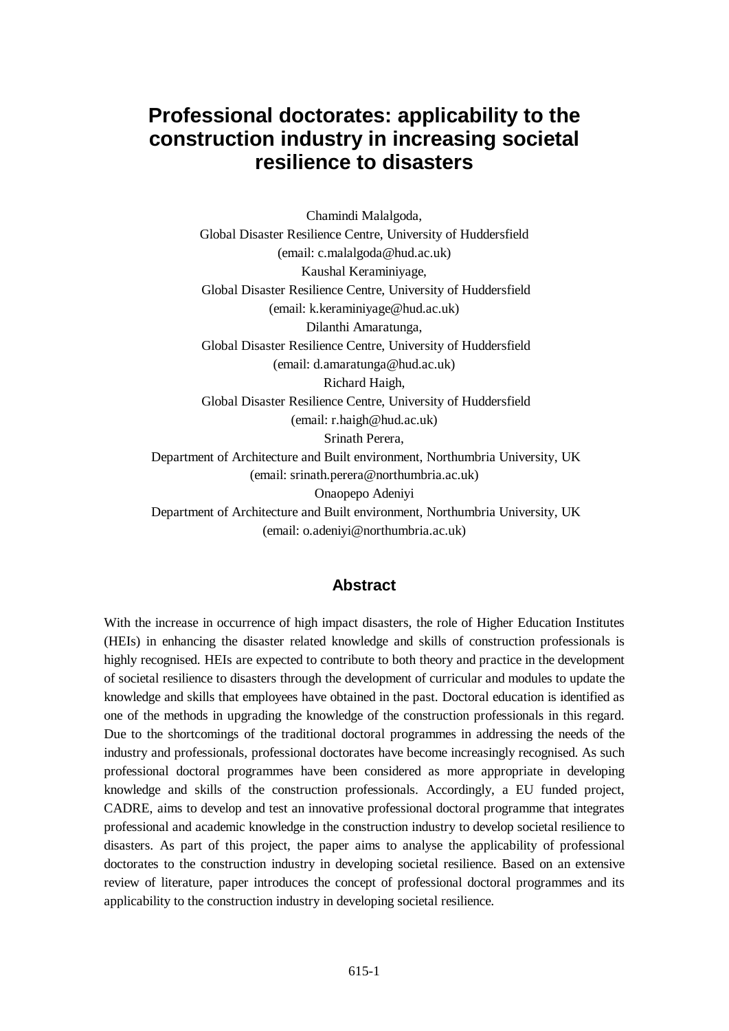# Professional doctorates: applicability to the construction industry in increasing societal resilience to disasters

Chamindi Malalgoda,
Global Disaster Resilience Centre, University of Huddersfield
(email: c.malalgoda@hud.ac.uk)
Kaushal Keraminiyage,
Global Disaster Resilience Centre, University of Huddersfield
(email: k.keraminiyage@hud.ac.uk)
Dilanthi Amaratunga,
Global Disaster Resilience Centre, University of Huddersfield
(email: d.amaratunga@hud.ac.uk)
Richard Haigh,
Global Disaster Resilience Centre, University of Huddersfield
(email: r.haigh@hud.ac.uk)
Srinath Perera,
Department of Architecture and Built environment, Northumbria University, UK
(email: srinath.perera@northumbria.ac.uk)
Onaopepo Adeniyi
Department of Architecture and Built environment, Northumbria University, UK
(email: o.adeniyi@northumbria.ac.uk)

## Abstract

With the increase in occurrence of high impact disasters, the role of Higher Education Institutes (HEIs) in enhancing the disaster related knowledge and skills of construction professionals is highly recognised. HEIs are expected to contribute to both theory and practice in the development of societal resilience to disasters through the development of curricular and modules to update the knowledge and skills that employees have obtained in the past. Doctoral education is identified as one of the methods in upgrading the knowledge of the construction professionals in this regard. Due to the shortcomings of the traditional doctoral programmes in addressing the needs of the industry and professionals, professional doctorates have become increasingly recognised. As such professional doctoral programmes have been considered as more appropriate in developing knowledge and skills of the construction professionals. Accordingly, a EU funded project, CADRE, aims to develop and test an innovative professional doctoral programme that integrates professional and academic knowledge in the construction industry to develop societal resilience to disasters. As part of this project, the paper aims to analyse the applicability of professional doctorates to the construction industry in developing societal resilience. Based on an extensive review of literature, paper introduces the concept of professional doctoral programmes and its applicability to the construction industry in developing societal resilience.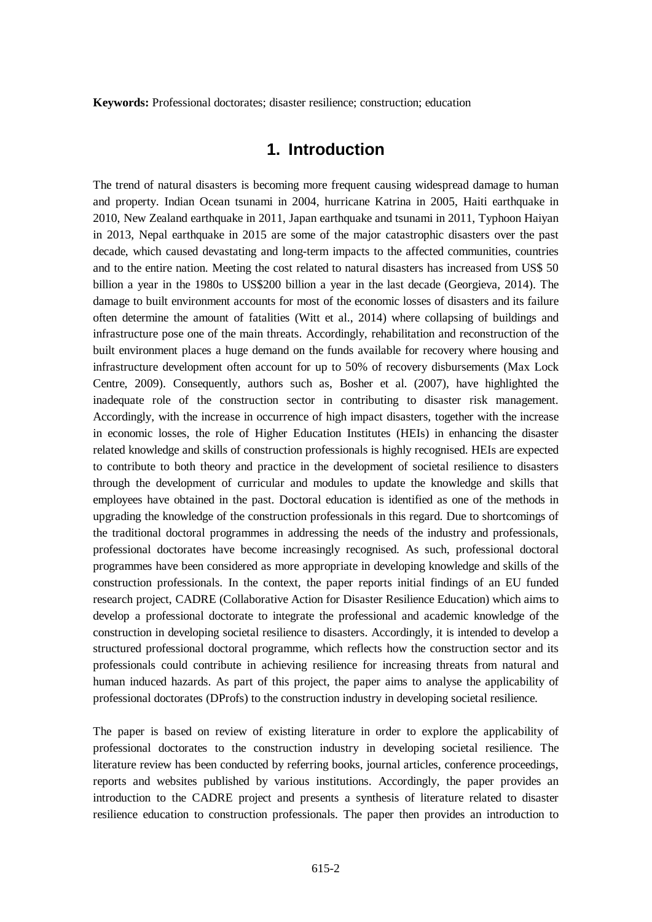**Keywords:** Professional doctorates; disaster resilience; construction; education

# 1. Introduction

The trend of natural disasters is becoming more frequent causing widespread damage to human and property. Indian Ocean tsunami in 2004, hurricane Katrina in 2005, Haiti earthquake in 2010, New Zealand earthquake in 2011, Japan earthquake and tsunami in 2011, Typhoon Haiyan in 2013, Nepal earthquake in 2015 are some of the major catastrophic disasters over the past decade, which caused devastating and long-term impacts to the affected communities, countries and to the entire nation. Meeting the cost related to natural disasters has increased from US$ 50 billion a year in the 1980s to US$200 billion a year in the last decade (Georgieva, 2014). The damage to built environment accounts for most of the economic losses of disasters and its failure often determine the amount of fatalities (Witt et al., 2014) where collapsing of buildings and infrastructure pose one of the main threats. Accordingly, rehabilitation and reconstruction of the built environment places a huge demand on the funds available for recovery where housing and infrastructure development often account for up to 50% of recovery disbursements (Max Lock Centre, 2009). Consequently, authors such as, Bosher et al. (2007), have highlighted the inadequate role of the construction sector in contributing to disaster risk management. Accordingly, with the increase in occurrence of high impact disasters, together with the increase in economic losses, the role of Higher Education Institutes (HEIs) in enhancing the disaster related knowledge and skills of construction professionals is highly recognised. HEIs are expected to contribute to both theory and practice in the development of societal resilience to disasters through the development of curricular and modules to update the knowledge and skills that employees have obtained in the past. Doctoral education is identified as one of the methods in upgrading the knowledge of the construction professionals in this regard. Due to shortcomings of the traditional doctoral programmes in addressing the needs of the industry and professionals, professional doctorates have become increasingly recognised. As such, professional doctoral programmes have been considered as more appropriate in developing knowledge and skills of the construction professionals. In the context, the paper reports initial findings of an EU funded research project, CADRE (Collaborative Action for Disaster Resilience Education) which aims to develop a professional doctorate to integrate the professional and academic knowledge of the construction in developing societal resilience to disasters. Accordingly, it is intended to develop a structured professional doctoral programme, which reflects how the construction sector and its professionals could contribute in achieving resilience for increasing threats from natural and human induced hazards. As part of this project, the paper aims to analyse the applicability of professional doctorates (DProfs) to the construction industry in developing societal resilience.

The paper is based on review of existing literature in order to explore the applicability of professional doctorates to the construction industry in developing societal resilience. The literature review has been conducted by referring books, journal articles, conference proceedings, reports and websites published by various institutions. Accordingly, the paper provides an introduction to the CADRE project and presents a synthesis of literature related to disaster resilience education to construction professionals. The paper then provides an introduction to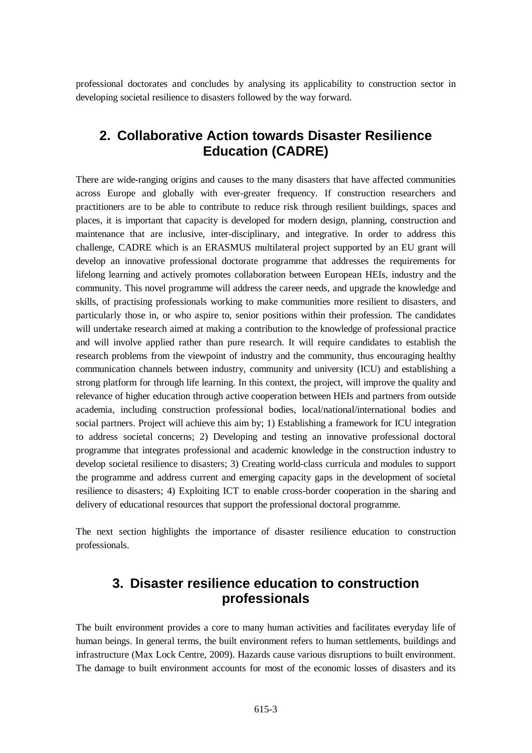professional doctorates and concludes by analysing its applicability to construction sector in developing societal resilience to disasters followed by the way forward.

## 2. Collaborative Action towards Disaster Resilience Education (CADRE)

There are wide-ranging origins and causes to the many disasters that have affected communities across Europe and globally with ever-greater frequency. If construction researchers and practitioners are to be able to contribute to reduce risk through resilient buildings, spaces and places, it is important that capacity is developed for modern design, planning, construction and maintenance that are inclusive, inter-disciplinary, and integrative. In order to address this challenge, CADRE which is an ERASMUS multilateral project supported by an EU grant will develop an innovative professional doctorate programme that addresses the requirements for lifelong learning and actively promotes collaboration between European HEIs, industry and the community. This novel programme will address the career needs, and upgrade the knowledge and skills, of practising professionals working to make communities more resilient to disasters, and particularly those in, or who aspire to, senior positions within their profession. The candidates will undertake research aimed at making a contribution to the knowledge of professional practice and will involve applied rather than pure research. It will require candidates to establish the research problems from the viewpoint of industry and the community, thus encouraging healthy communication channels between industry, community and university (ICU) and establishing a strong platform for through life learning. In this context, the project, will improve the quality and relevance of higher education through active cooperation between HEIs and partners from outside academia, including construction professional bodies, local/national/international bodies and social partners. Project will achieve this aim by; 1) Establishing a framework for ICU integration to address societal concerns; 2) Developing and testing an innovative professional doctoral programme that integrates professional and academic knowledge in the construction industry to develop societal resilience to disasters; 3) Creating world-class curricula and modules to support the programme and address current and emerging capacity gaps in the development of societal resilience to disasters; 4) Exploiting ICT to enable cross-border cooperation in the sharing and delivery of educational resources that support the professional doctoral programme.

The next section highlights the importance of disaster resilience education to construction professionals.

## 3. Disaster resilience education to construction professionals

The built environment provides a core to many human activities and facilitates everyday life of human beings. In general terms, the built environment refers to human settlements, buildings and infrastructure (Max Lock Centre, 2009). Hazards cause various disruptions to built environment. The damage to built environment accounts for most of the economic losses of disasters and its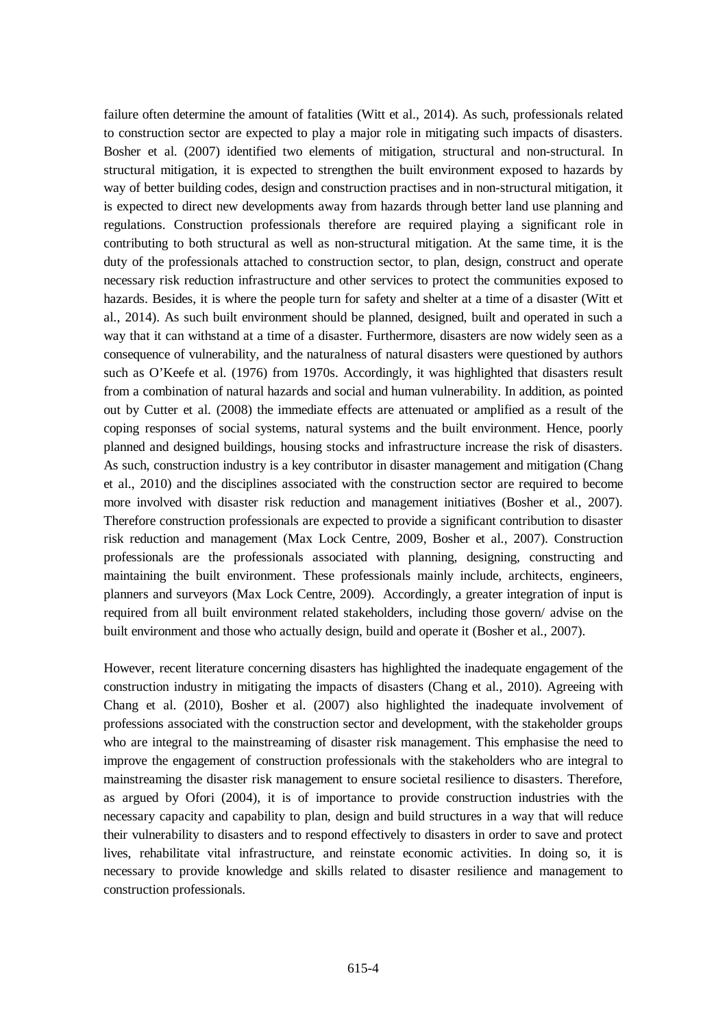failure often determine the amount of fatalities (Witt et al., 2014). As such, professionals related to construction sector are expected to play a major role in mitigating such impacts of disasters. Bosher et al. (2007) identified two elements of mitigation, structural and non-structural. In structural mitigation, it is expected to strengthen the built environment exposed to hazards by way of better building codes, design and construction practises and in non-structural mitigation, it is expected to direct new developments away from hazards through better land use planning and regulations. Construction professionals therefore are required playing a significant role in contributing to both structural as well as non-structural mitigation. At the same time, it is the duty of the professionals attached to construction sector, to plan, design, construct and operate necessary risk reduction infrastructure and other services to protect the communities exposed to hazards. Besides, it is where the people turn for safety and shelter at a time of a disaster (Witt et al., 2014). As such built environment should be planned, designed, built and operated in such a way that it can withstand at a time of a disaster. Furthermore, disasters are now widely seen as a consequence of vulnerability, and the naturalness of natural disasters were questioned by authors such as O'Keefe et al. (1976) from 1970s. Accordingly, it was highlighted that disasters result from a combination of natural hazards and social and human vulnerability. In addition, as pointed out by Cutter et al. (2008) the immediate effects are attenuated or amplified as a result of the coping responses of social systems, natural systems and the built environment. Hence, poorly planned and designed buildings, housing stocks and infrastructure increase the risk of disasters. As such, construction industry is a key contributor in disaster management and mitigation (Chang et al., 2010) and the disciplines associated with the construction sector are required to become more involved with disaster risk reduction and management initiatives (Bosher et al., 2007). Therefore construction professionals are expected to provide a significant contribution to disaster risk reduction and management (Max Lock Centre, 2009, Bosher et al., 2007). Construction professionals are the professionals associated with planning, designing, constructing and maintaining the built environment. These professionals mainly include, architects, engineers, planners and surveyors (Max Lock Centre, 2009). Accordingly, a greater integration of input is required from all built environment related stakeholders, including those govern/ advise on the built environment and those who actually design, build and operate it (Bosher et al., 2007).

However, recent literature concerning disasters has highlighted the inadequate engagement of the construction industry in mitigating the impacts of disasters (Chang et al., 2010). Agreeing with Chang et al. (2010), Bosher et al. (2007) also highlighted the inadequate involvement of professions associated with the construction sector and development, with the stakeholder groups who are integral to the mainstreaming of disaster risk management. This emphasise the need to improve the engagement of construction professionals with the stakeholders who are integral to mainstreaming the disaster risk management to ensure societal resilience to disasters. Therefore, as argued by Ofori (2004), it is of importance to provide construction industries with the necessary capacity and capability to plan, design and build structures in a way that will reduce their vulnerability to disasters and to respond effectively to disasters in order to save and protect lives, rehabilitate vital infrastructure, and reinstate economic activities. In doing so, it is necessary to provide knowledge and skills related to disaster resilience and management to construction professionals.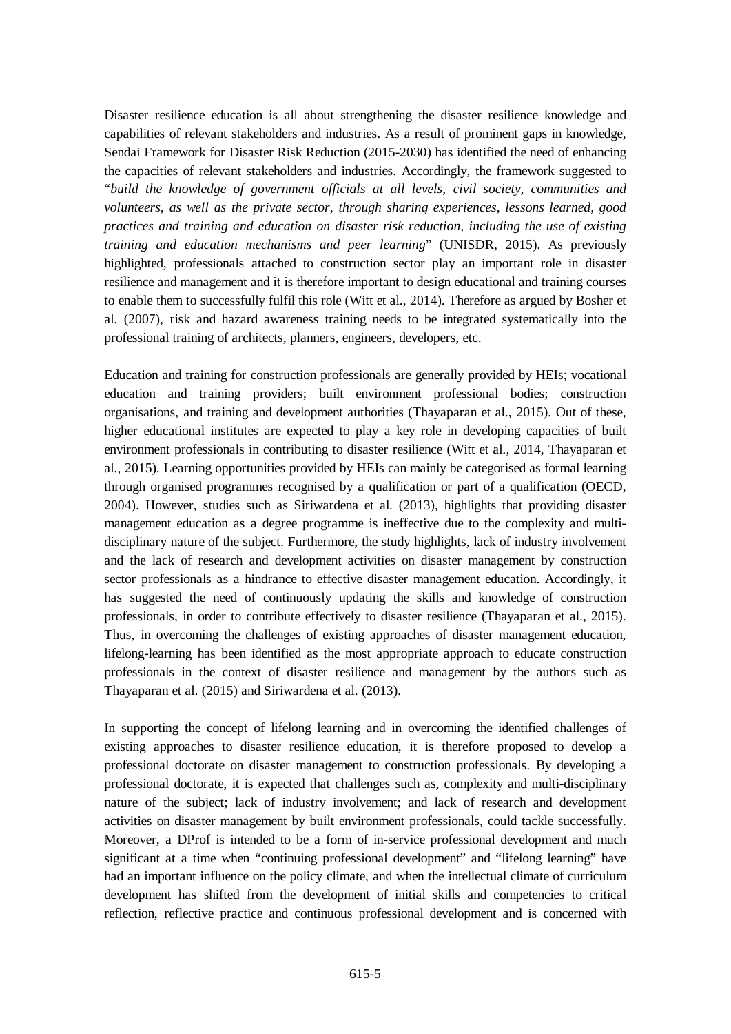Disaster resilience education is all about strengthening the disaster resilience knowledge and capabilities of relevant stakeholders and industries. As a result of prominent gaps in knowledge, Sendai Framework for Disaster Risk Reduction (2015-2030) has identified the need of enhancing the capacities of relevant stakeholders and industries. Accordingly, the framework suggested to "*build the knowledge of government officials at all levels, civil society, communities and volunteers, as well as the private sector, through sharing experiences, lessons learned, good practices and training and education on disaster risk reduction, including the use of existing training and education mechanisms and peer learning*" (UNISDR, 2015). As previously highlighted, professionals attached to construction sector play an important role in disaster resilience and management and it is therefore important to design educational and training courses to enable them to successfully fulfil this role (Witt et al., 2014). Therefore as argued by Bosher et al. (2007), risk and hazard awareness training needs to be integrated systematically into the professional training of architects, planners, engineers, developers, etc.

Education and training for construction professionals are generally provided by HEIs; vocational education and training providers; built environment professional bodies; construction organisations, and training and development authorities (Thayaparan et al., 2015). Out of these, higher educational institutes are expected to play a key role in developing capacities of built environment professionals in contributing to disaster resilience (Witt et al., 2014, Thayaparan et al., 2015). Learning opportunities provided by HEIs can mainly be categorised as formal learning through organised programmes recognised by a qualification or part of a qualification (OECD, 2004). However, studies such as Siriwardena et al. (2013), highlights that providing disaster management education as a degree programme is ineffective due to the complexity and multi-disciplinary nature of the subject. Furthermore, the study highlights, lack of industry involvement and the lack of research and development activities on disaster management by construction sector professionals as a hindrance to effective disaster management education. Accordingly, it has suggested the need of continuously updating the skills and knowledge of construction professionals, in order to contribute effectively to disaster resilience (Thayaparan et al., 2015). Thus, in overcoming the challenges of existing approaches of disaster management education, lifelong-learning has been identified as the most appropriate approach to educate construction professionals in the context of disaster resilience and management by the authors such as Thayaparan et al. (2015) and Siriwardena et al. (2013).

In supporting the concept of lifelong learning and in overcoming the identified challenges of existing approaches to disaster resilience education, it is therefore proposed to develop a professional doctorate on disaster management to construction professionals. By developing a professional doctorate, it is expected that challenges such as, complexity and multi-disciplinary nature of the subject; lack of industry involvement; and lack of research and development activities on disaster management by built environment professionals, could tackle successfully. Moreover, a DProf is intended to be a form of in-service professional development and much significant at a time when "continuing professional development" and "lifelong learning" have had an important influence on the policy climate, and when the intellectual climate of curriculum development has shifted from the development of initial skills and competencies to critical reflection, reflective practice and continuous professional development and is concerned with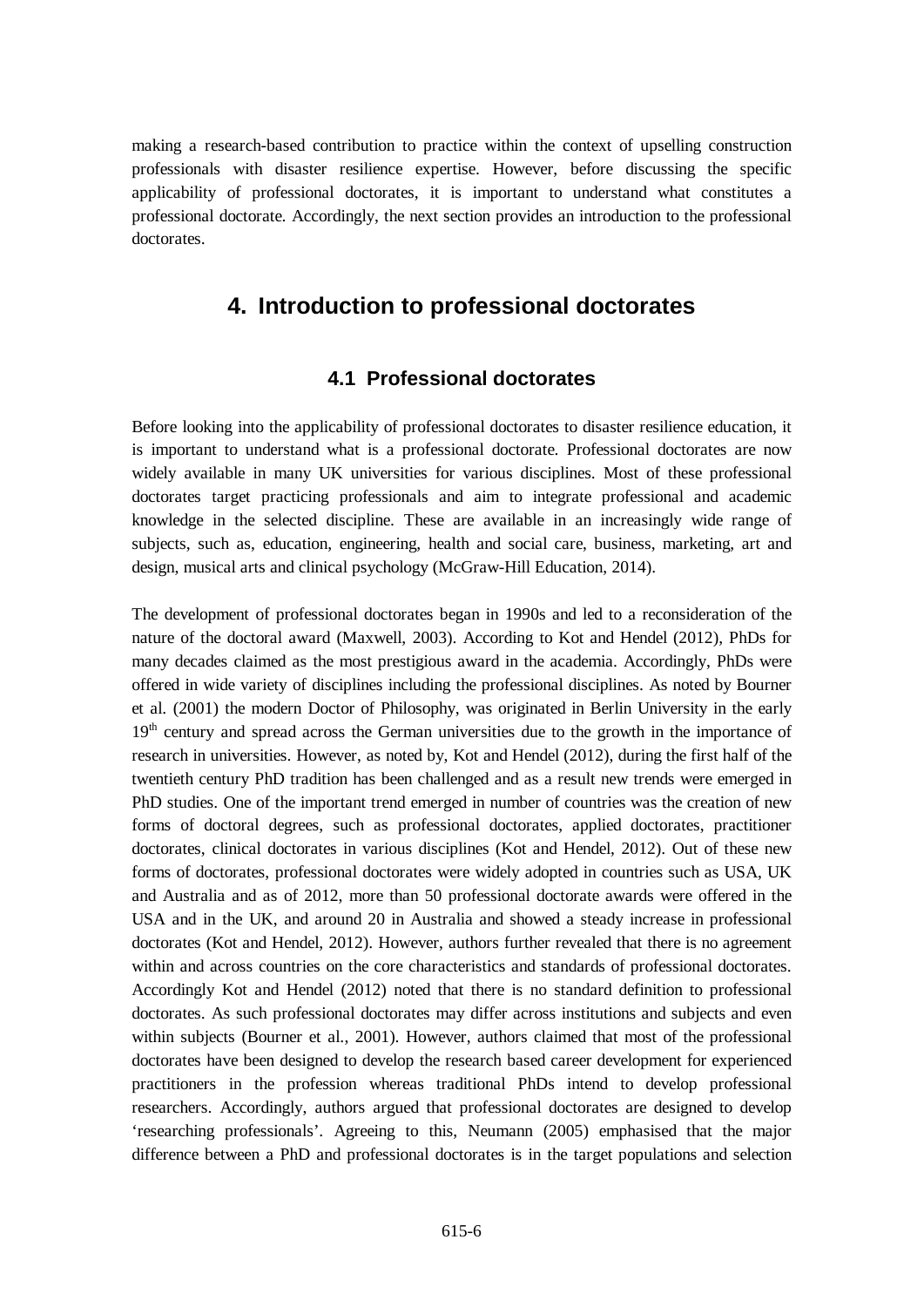making a research-based contribution to practice within the context of upselling construction professionals with disaster resilience expertise. However, before discussing the specific applicability of professional doctorates, it is important to understand what constitutes a professional doctorate. Accordingly, the next section provides an introduction to the professional doctorates.

# 4. Introduction to professional doctorates

## 4.1 Professional doctorates

Before looking into the applicability of professional doctorates to disaster resilience education, it is important to understand what is a professional doctorate. Professional doctorates are now widely available in many UK universities for various disciplines. Most of these professional doctorates target practicing professionals and aim to integrate professional and academic knowledge in the selected discipline. These are available in an increasingly wide range of subjects, such as, education, engineering, health and social care, business, marketing, art and design, musical arts and clinical psychology (McGraw-Hill Education, 2014).

The development of professional doctorates began in 1990s and led to a reconsideration of the nature of the doctoral award (Maxwell, 2003). According to Kot and Hendel (2012), PhDs for many decades claimed as the most prestigious award in the academia. Accordingly, PhDs were offered in wide variety of disciplines including the professional disciplines. As noted by Bourner et al. (2001) the modern Doctor of Philosophy, was originated in Berlin University in the early 19th century and spread across the German universities due to the growth in the importance of research in universities. However, as noted by, Kot and Hendel (2012), during the first half of the twentieth century PhD tradition has been challenged and as a result new trends were emerged in PhD studies. One of the important trend emerged in number of countries was the creation of new forms of doctoral degrees, such as professional doctorates, applied doctorates, practitioner doctorates, clinical doctorates in various disciplines (Kot and Hendel, 2012). Out of these new forms of doctorates, professional doctorates were widely adopted in countries such as USA, UK and Australia and as of 2012, more than 50 professional doctorate awards were offered in the USA and in the UK, and around 20 in Australia and showed a steady increase in professional doctorates (Kot and Hendel, 2012). However, authors further revealed that there is no agreement within and across countries on the core characteristics and standards of professional doctorates. Accordingly Kot and Hendel (2012) noted that there is no standard definition to professional doctorates. As such professional doctorates may differ across institutions and subjects and even within subjects (Bourner et al., 2001). However, authors claimed that most of the professional doctorates have been designed to develop the research based career development for experienced practitioners in the profession whereas traditional PhDs intend to develop professional researchers. Accordingly, authors argued that professional doctorates are designed to develop 'researching professionals'. Agreeing to this, Neumann (2005) emphasised that the major difference between a PhD and professional doctorates is in the target populations and selection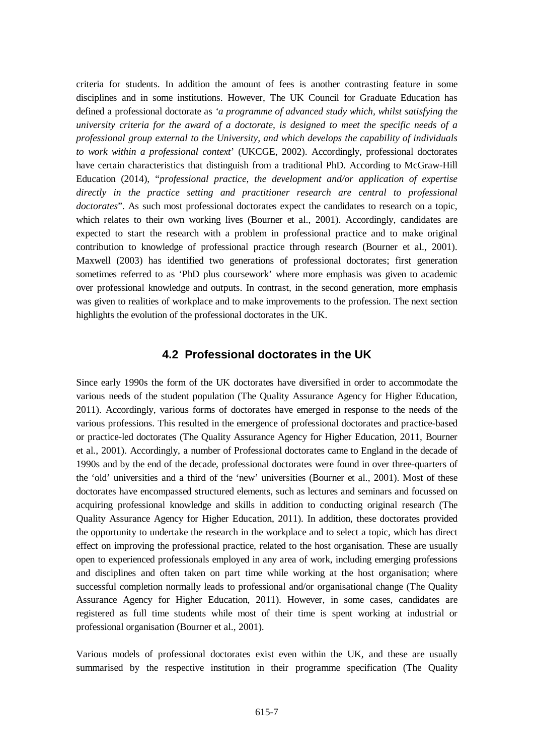criteria for students. In addition the amount of fees is another contrasting feature in some disciplines and in some institutions. However, The UK Council for Graduate Education has defined a professional doctorate as *'a programme of advanced study which, whilst satisfying the university criteria for the award of a doctorate, is designed to meet the specific needs of a professional group external to the University, and which develops the capability of individuals to work within a professional context*' (UKCGE, 2002). Accordingly, professional doctorates have certain characteristics that distinguish from a traditional PhD. According to McGraw-Hill Education (2014), "*professional practice, the development and/or application of expertise directly in the practice setting and practitioner research are central to professional doctorates*". As such most professional doctorates expect the candidates to research on a topic, which relates to their own working lives (Bourner et al., 2001). Accordingly, candidates are expected to start the research with a problem in professional practice and to make original contribution to knowledge of professional practice through research (Bourner et al., 2001). Maxwell (2003) has identified two generations of professional doctorates; first generation sometimes referred to as 'PhD plus coursework' where more emphasis was given to academic over professional knowledge and outputs. In contrast, in the second generation, more emphasis was given to realities of workplace and to make improvements to the profession. The next section highlights the evolution of the professional doctorates in the UK.

## 4.2 Professional doctorates in the UK

Since early 1990s the form of the UK doctorates have diversified in order to accommodate the various needs of the student population (The Quality Assurance Agency for Higher Education, 2011). Accordingly, various forms of doctorates have emerged in response to the needs of the various professions. This resulted in the emergence of professional doctorates and practice-based or practice-led doctorates (The Quality Assurance Agency for Higher Education, 2011, Bourner et al., 2001). Accordingly, a number of Professional doctorates came to England in the decade of 1990s and by the end of the decade, professional doctorates were found in over three-quarters of the 'old' universities and a third of the 'new' universities (Bourner et al., 2001). Most of these doctorates have encompassed structured elements, such as lectures and seminars and focussed on acquiring professional knowledge and skills in addition to conducting original research (The Quality Assurance Agency for Higher Education, 2011). In addition, these doctorates provided the opportunity to undertake the research in the workplace and to select a topic, which has direct effect on improving the professional practice, related to the host organisation. These are usually open to experienced professionals employed in any area of work, including emerging professions and disciplines and often taken on part time while working at the host organisation; where successful completion normally leads to professional and/or organisational change (The Quality Assurance Agency for Higher Education, 2011). However, in some cases, candidates are registered as full time students while most of their time is spent working at industrial or professional organisation (Bourner et al., 2001).

Various models of professional doctorates exist even within the UK, and these are usually summarised by the respective institution in their programme specification (The Quality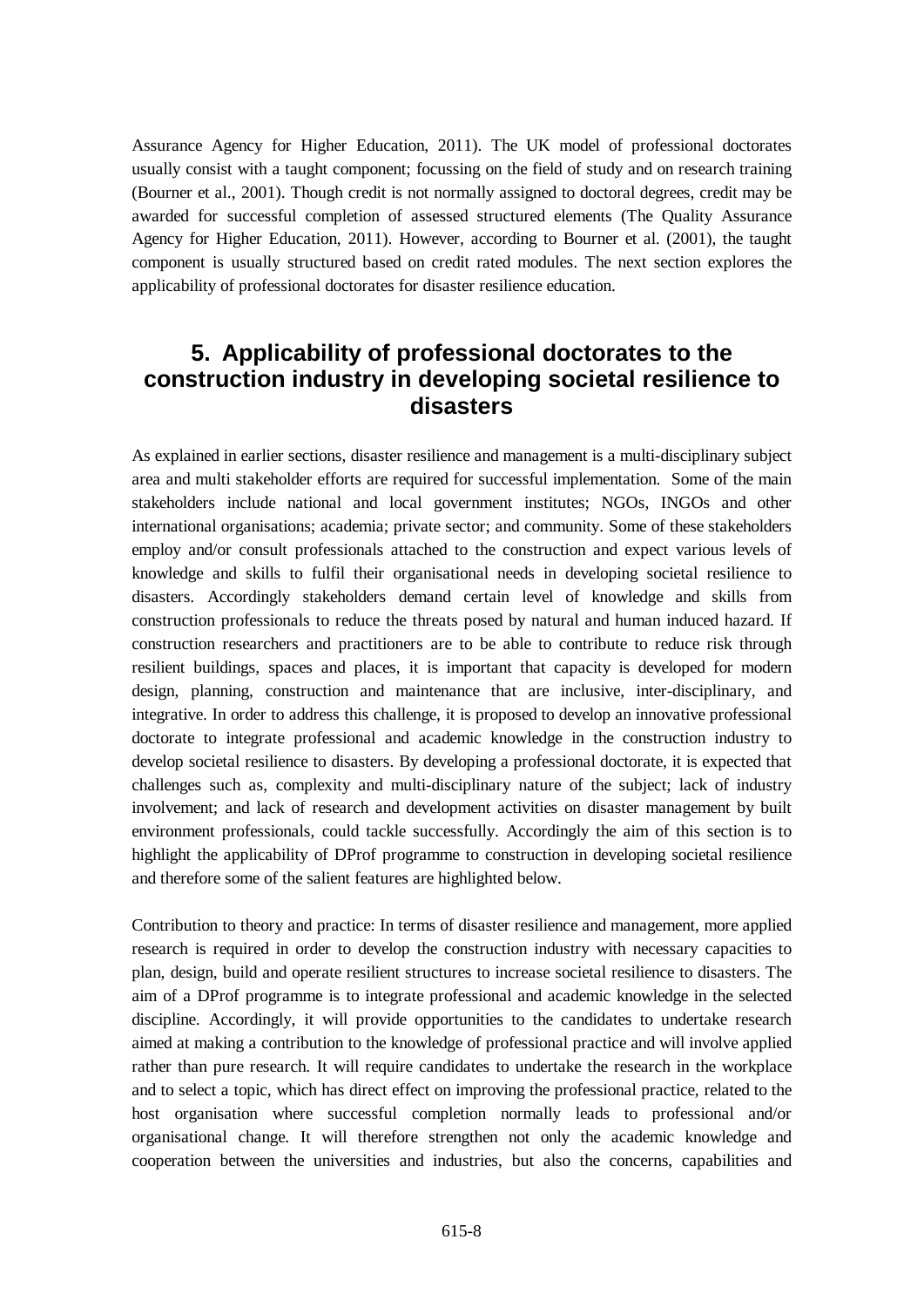Assurance Agency for Higher Education, 2011). The UK model of professional doctorates usually consist with a taught component; focussing on the field of study and on research training (Bourner et al., 2001). Though credit is not normally assigned to doctoral degrees, credit may be awarded for successful completion of assessed structured elements (The Quality Assurance Agency for Higher Education, 2011). However, according to Bourner et al. (2001), the taught component is usually structured based on credit rated modules. The next section explores the applicability of professional doctorates for disaster resilience education.

## 5. Applicability of professional doctorates to the construction industry in developing societal resilience to disasters

As explained in earlier sections, disaster resilience and management is a multi-disciplinary subject area and multi stakeholder efforts are required for successful implementation. Some of the main stakeholders include national and local government institutes; NGOs, INGOs and other international organisations; academia; private sector; and community. Some of these stakeholders employ and/or consult professionals attached to the construction and expect various levels of knowledge and skills to fulfil their organisational needs in developing societal resilience to disasters. Accordingly stakeholders demand certain level of knowledge and skills from construction professionals to reduce the threats posed by natural and human induced hazard. If construction researchers and practitioners are to be able to contribute to reduce risk through resilient buildings, spaces and places, it is important that capacity is developed for modern design, planning, construction and maintenance that are inclusive, inter-disciplinary, and integrative. In order to address this challenge, it is proposed to develop an innovative professional doctorate to integrate professional and academic knowledge in the construction industry to develop societal resilience to disasters. By developing a professional doctorate, it is expected that challenges such as, complexity and multi-disciplinary nature of the subject; lack of industry involvement; and lack of research and development activities on disaster management by built environment professionals, could tackle successfully. Accordingly the aim of this section is to highlight the applicability of DProf programme to construction in developing societal resilience and therefore some of the salient features are highlighted below.

Contribution to theory and practice: In terms of disaster resilience and management, more applied research is required in order to develop the construction industry with necessary capacities to plan, design, build and operate resilient structures to increase societal resilience to disasters. The aim of a DProf programme is to integrate professional and academic knowledge in the selected discipline. Accordingly, it will provide opportunities to the candidates to undertake research aimed at making a contribution to the knowledge of professional practice and will involve applied rather than pure research. It will require candidates to undertake the research in the workplace and to select a topic, which has direct effect on improving the professional practice, related to the host organisation where successful completion normally leads to professional and/or organisational change. It will therefore strengthen not only the academic knowledge and cooperation between the universities and industries, but also the concerns, capabilities and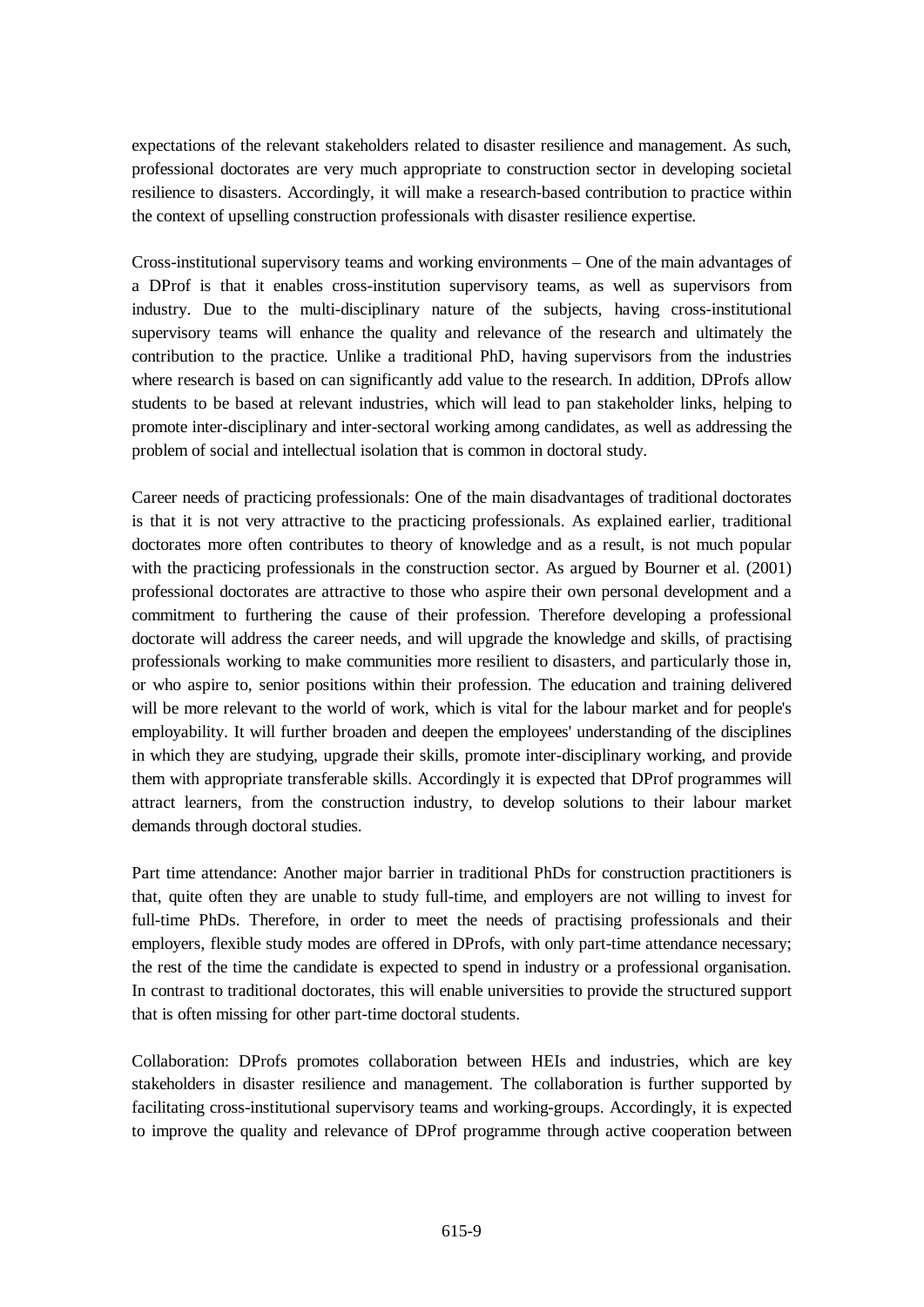expectations of the relevant stakeholders related to disaster resilience and management. As such, professional doctorates are very much appropriate to construction sector in developing societal resilience to disasters. Accordingly, it will make a research-based contribution to practice within the context of upselling construction professionals with disaster resilience expertise.

Cross-institutional supervisory teams and working environments – One of the main advantages of a DProf is that it enables cross-institution supervisory teams, as well as supervisors from industry. Due to the multi-disciplinary nature of the subjects, having cross-institutional supervisory teams will enhance the quality and relevance of the research and ultimately the contribution to the practice. Unlike a traditional PhD, having supervisors from the industries where research is based on can significantly add value to the research. In addition, DProfs allow students to be based at relevant industries, which will lead to pan stakeholder links, helping to promote inter-disciplinary and inter-sectoral working among candidates, as well as addressing the problem of social and intellectual isolation that is common in doctoral study.

Career needs of practicing professionals: One of the main disadvantages of traditional doctorates is that it is not very attractive to the practicing professionals. As explained earlier, traditional doctorates more often contributes to theory of knowledge and as a result, is not much popular with the practicing professionals in the construction sector. As argued by Bourner et al. (2001) professional doctorates are attractive to those who aspire their own personal development and a commitment to furthering the cause of their profession. Therefore developing a professional doctorate will address the career needs, and will upgrade the knowledge and skills, of practising professionals working to make communities more resilient to disasters, and particularly those in, or who aspire to, senior positions within their profession. The education and training delivered will be more relevant to the world of work, which is vital for the labour market and for people's employability. It will further broaden and deepen the employees' understanding of the disciplines in which they are studying, upgrade their skills, promote inter-disciplinary working, and provide them with appropriate transferable skills. Accordingly it is expected that DProf programmes will attract learners, from the construction industry, to develop solutions to their labour market demands through doctoral studies.

Part time attendance: Another major barrier in traditional PhDs for construction practitioners is that, quite often they are unable to study full-time, and employers are not willing to invest for full-time PhDs. Therefore, in order to meet the needs of practising professionals and their employers, flexible study modes are offered in DProfs, with only part-time attendance necessary; the rest of the time the candidate is expected to spend in industry or a professional organisation. In contrast to traditional doctorates, this will enable universities to provide the structured support that is often missing for other part-time doctoral students.

Collaboration: DProfs promotes collaboration between HEIs and industries, which are key stakeholders in disaster resilience and management. The collaboration is further supported by facilitating cross-institutional supervisory teams and working-groups. Accordingly, it is expected to improve the quality and relevance of DProf programme through active cooperation between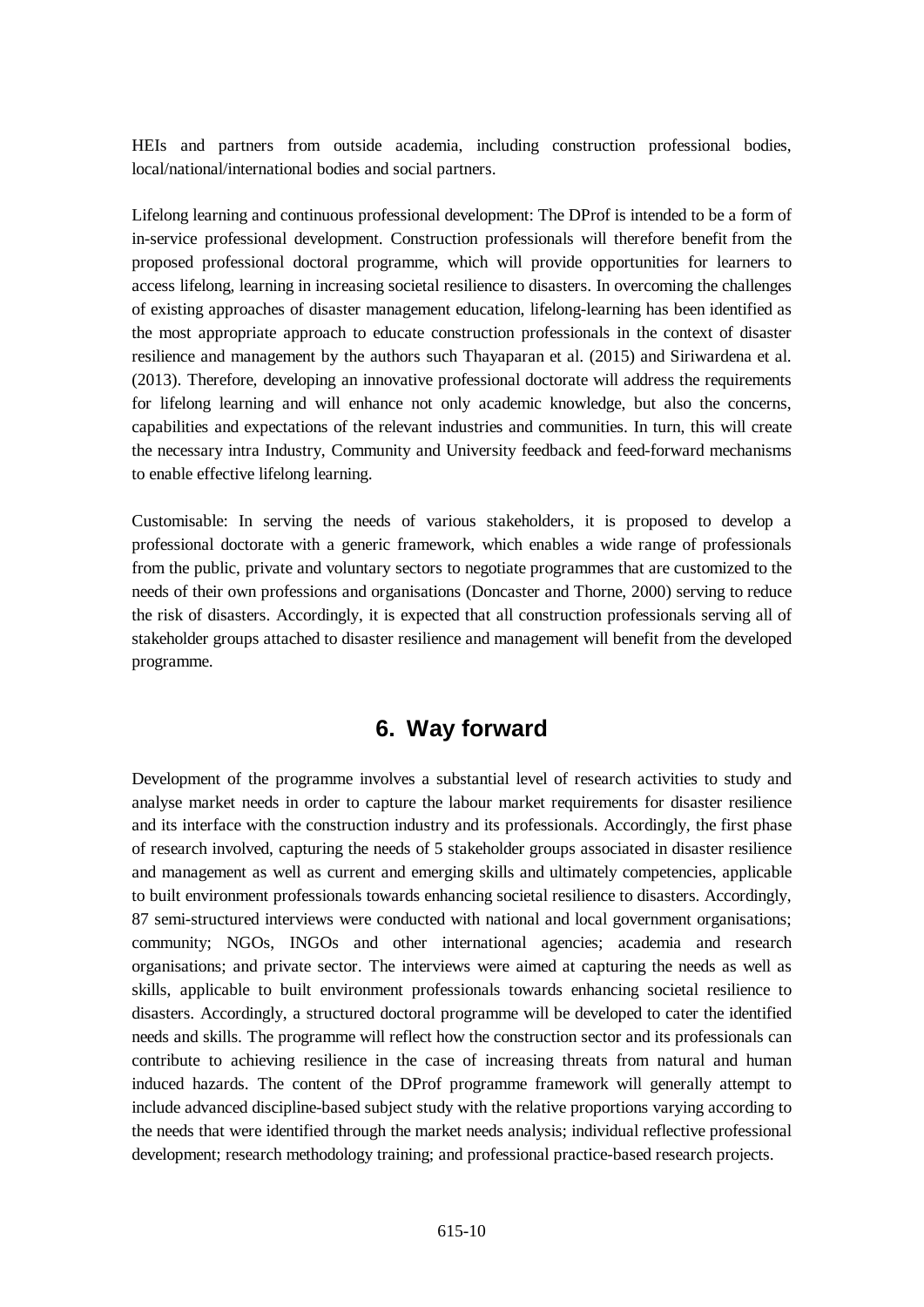HEIs and partners from outside academia, including construction professional bodies, local/national/international bodies and social partners.

Lifelong learning and continuous professional development: The DProf is intended to be a form of in-service professional development. Construction professionals will therefore benefit from the proposed professional doctoral programme, which will provide opportunities for learners to access lifelong, learning in increasing societal resilience to disasters. In overcoming the challenges of existing approaches of disaster management education, lifelong-learning has been identified as the most appropriate approach to educate construction professionals in the context of disaster resilience and management by the authors such Thayaparan et al. (2015) and Siriwardena et al. (2013). Therefore, developing an innovative professional doctorate will address the requirements for lifelong learning and will enhance not only academic knowledge, but also the concerns, capabilities and expectations of the relevant industries and communities. In turn, this will create the necessary intra Industry, Community and University feedback and feed-forward mechanisms to enable effective lifelong learning.

Customisable: In serving the needs of various stakeholders, it is proposed to develop a professional doctorate with a generic framework, which enables a wide range of professionals from the public, private and voluntary sectors to negotiate programmes that are customized to the needs of their own professions and organisations (Doncaster and Thorne, 2000) serving to reduce the risk of disasters. Accordingly, it is expected that all construction professionals serving all of stakeholder groups attached to disaster resilience and management will benefit from the developed programme.

# 6. Way forward

Development of the programme involves a substantial level of research activities to study and analyse market needs in order to capture the labour market requirements for disaster resilience and its interface with the construction industry and its professionals. Accordingly, the first phase of research involved, capturing the needs of 5 stakeholder groups associated in disaster resilience and management as well as current and emerging skills and ultimately competencies, applicable to built environment professionals towards enhancing societal resilience to disasters. Accordingly, 87 semi-structured interviews were conducted with national and local government organisations; community; NGOs, INGOs and other international agencies; academia and research organisations; and private sector. The interviews were aimed at capturing the needs as well as skills, applicable to built environment professionals towards enhancing societal resilience to disasters. Accordingly, a structured doctoral programme will be developed to cater the identified needs and skills. The programme will reflect how the construction sector and its professionals can contribute to achieving resilience in the case of increasing threats from natural and human induced hazards. The content of the DProf programme framework will generally attempt to include advanced discipline-based subject study with the relative proportions varying according to the needs that were identified through the market needs analysis; individual reflective professional development; research methodology training; and professional practice-based research projects.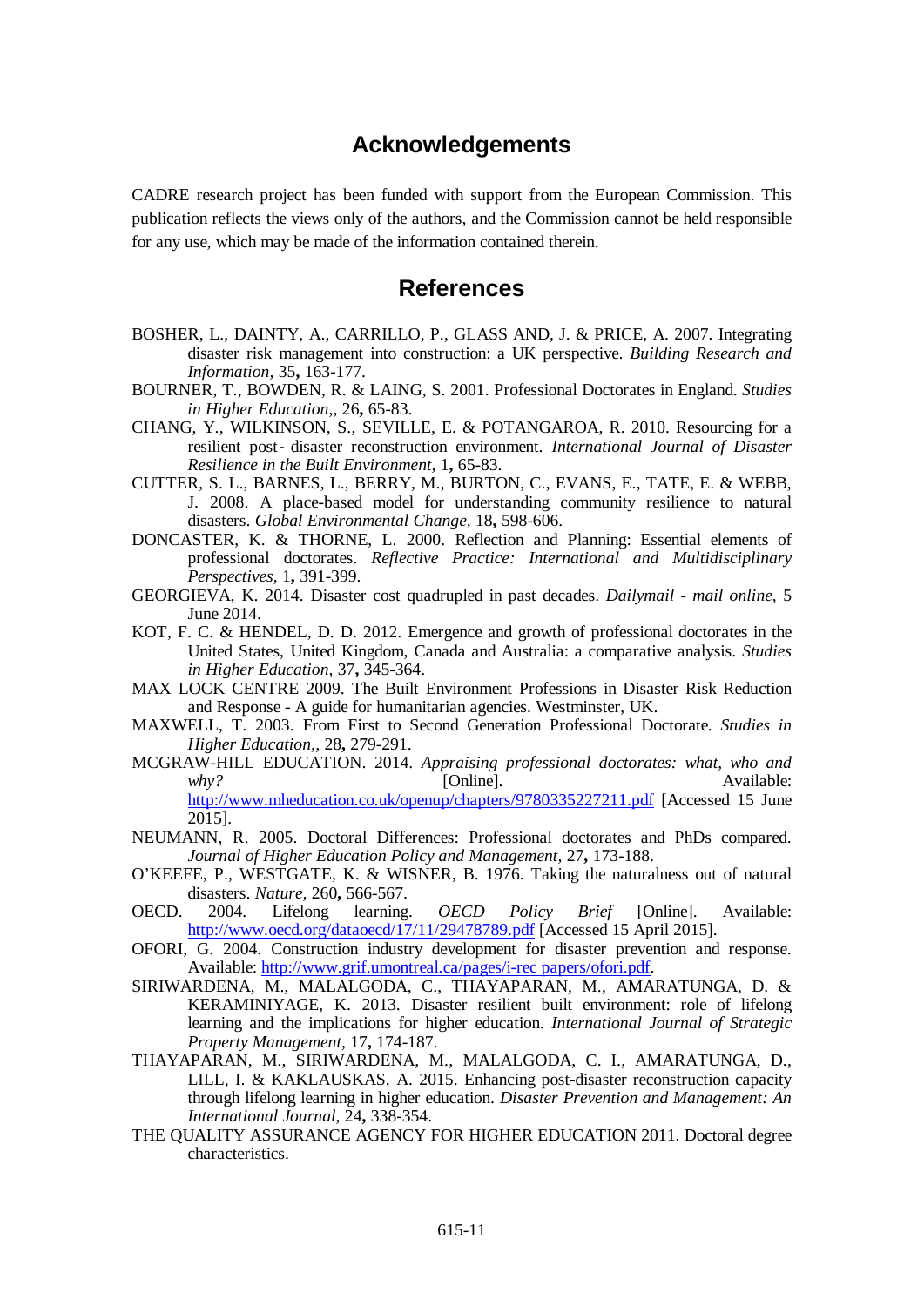## Acknowledgements

CADRE research project has been funded with support from the European Commission. This publication reflects the views only of the authors, and the Commission cannot be held responsible for any use, which may be made of the information contained therein.

## References

BOSHER, L., DAINTY, A., CARRILLO, P., GLASS AND, J. & PRICE, A. 2007. Integrating disaster risk management into construction: a UK perspective. *Building Research and Information,* 35**,** 163-177.

BOURNER, T., BOWDEN, R. & LAING, S. 2001. Professional Doctorates in England. *Studies in Higher Education,,* 26**,** 65-83.

CHANG, Y., WILKINSON, S., SEVILLE, E. & POTANGAROA, R. 2010. Resourcing for a resilient post- disaster reconstruction environment. *International Journal of Disaster Resilience in the Built Environment,* 1**,** 65-83.

CUTTER, S. L., BARNES, L., BERRY, M., BURTON, C., EVANS, E., TATE, E. & WEBB, J. 2008. A place-based model for understanding community resilience to natural disasters. *Global Environmental Change,* 18**,** 598-606.

DONCASTER, K. & THORNE, L. 2000. Reflection and Planning: Essential elements of professional doctorates. *Reflective Practice: International and Multidisciplinary Perspectives,* 1**,** 391-399.

GEORGIEVA, K. 2014. Disaster cost quadrupled in past decades. *Dailymail - mail online*, 5 June 2014.

KOT, F. C. & HENDEL, D. D. 2012. Emergence and growth of professional doctorates in the United States, United Kingdom, Canada and Australia: a comparative analysis. *Studies in Higher Education,* 37**,** 345-364.

MAX LOCK CENTRE 2009. The Built Environment Professions in Disaster Risk Reduction and Response - A guide for humanitarian agencies. Westminster, UK.

MAXWELL, T. 2003. From First to Second Generation Professional Doctorate. *Studies in Higher Education,,* 28**,** 279-291.

MCGRAW-HILL EDUCATION. 2014. *Appraising professional doctorates: what, who and why?* [Online]. Available: http://www.mheducation.co.uk/openup/chapters/9780335227211.pdf [Accessed 15 June 2015].

NEUMANN, R. 2005. Doctoral Differences: Professional doctorates and PhDs compared. *Journal of Higher Education Policy and Management,* 27**,** 173-188.

O'KEEFE, P., WESTGATE, K. & WISNER, B. 1976. Taking the naturalness out of natural disasters. *Nature,* 260**,** 566-567.

OECD. 2004. Lifelong learning. *OECD Policy Brief* [Online]. Available: http://www.oecd.org/dataoecd/17/11/29478789.pdf [Accessed 15 April 2015].

OFORI, G. 2004. Construction industry development for disaster prevention and response. Available: http://www.grif.umontreal.ca/pages/i-rec papers/ofori.pdf.

SIRIWARDENA, M., MALALGODA, C., THAYAPARAN, M., AMARATUNGA, D. & KERAMINIYAGE, K. 2013. Disaster resilient built environment: role of lifelong learning and the implications for higher education. *International Journal of Strategic Property Management,* 17**,** 174-187.

THAYAPARAN, M., SIRIWARDENA, M., MALALGODA, C. I., AMARATUNGA, D., LILL, I. & KAKLAUSKAS, A. 2015. Enhancing post-disaster reconstruction capacity through lifelong learning in higher education. *Disaster Prevention and Management: An International Journal,* 24**,** 338-354.

THE QUALITY ASSURANCE AGENCY FOR HIGHER EDUCATION 2011. Doctoral degree characteristics.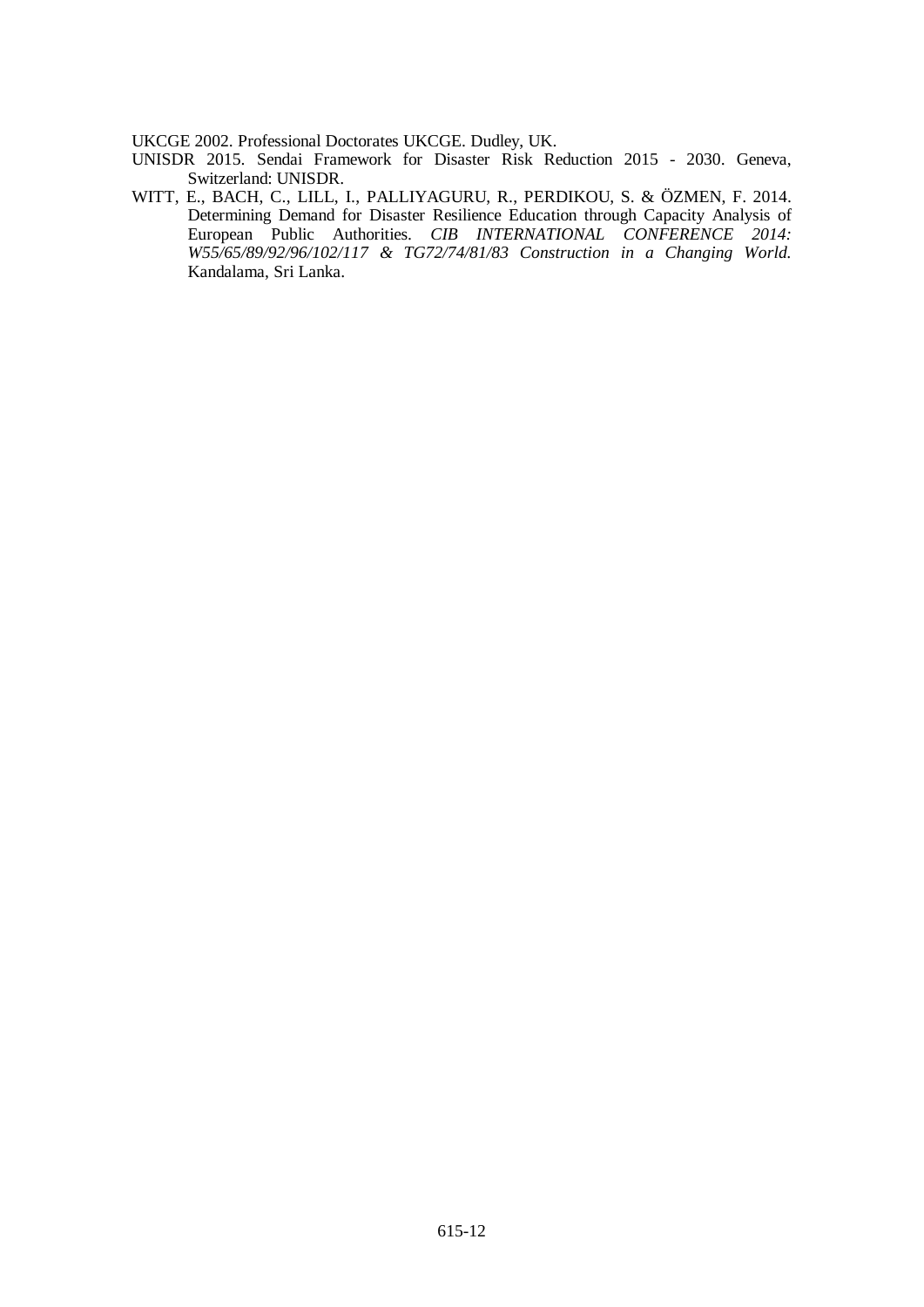UKCGE 2002. Professional Doctorates UKCGE. Dudley, UK.

UNISDR 2015. Sendai Framework for Disaster Risk Reduction 2015 - 2030. Geneva, Switzerland: UNISDR.

WITT, E., BACH, C., LILL, I., PALLIYAGURU, R., PERDIKOU, S. & ÖZMEN, F. 2014. Determining Demand for Disaster Resilience Education through Capacity Analysis of European Public Authorities. *CIB INTERNATIONAL CONFERENCE 2014: W55/65/89/92/96/102/117 & TG72/74/81/83 Construction in a Changing World.* Kandalama, Sri Lanka.